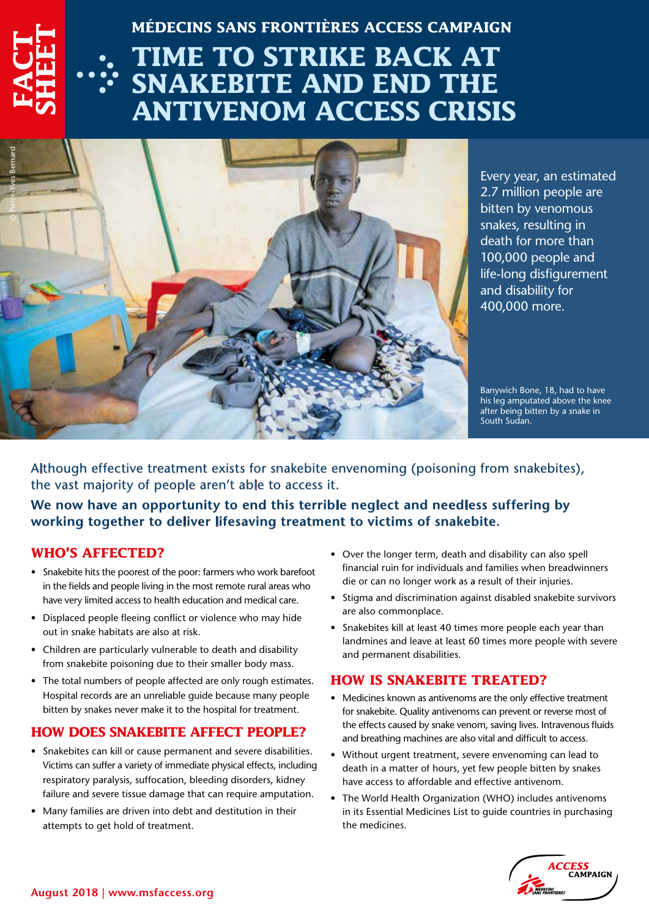FACT SHEET

MÉDECINS SANS FRONTIÈRES ACCESS CAMPAIGN

# TIME TO STRIKE BACK AT SNAKEBITE AND END THE ANTIVENOM ACCESS CRISIS

Every year, an estimated 2.7 million people are bitten by venomous snakes, resulting in death for more than 100,000 people and life-long disfigurement and disability for 400,000 more.

Banywich Bone, 18, had to have his leg amputated above the knee after being bitten by a snake in South Sudan.

© Pierre-Yves Bernard

Although effective treatment exists for snakebite envenoming (poisoning from snakebites), the vast majority of people aren't able to access it.

**We now have an opportunity to end this terrible neglect and needless suffering by working together to deliver lifesaving treatment to victims of snakebite.**

## WHO'S AFFECTED?

- Snakebite hits the poorest of the poor: farmers who work barefoot in the fields and people living in the most remote rural areas who have very limited access to health education and medical care.
- Displaced people fleeing conflict or violence who may hide out in snake habitats are also at risk.
- Children are particularly vulnerable to death and disability from snakebite poisoning due to their smaller body mass.
- The total numbers of people affected are only rough estimates. Hospital records are an unreliable guide because many people bitten by snakes never make it to the hospital for treatment.

## HOW DOES SNAKEBITE AFFECT PEOPLE?

- Snakebites can kill or cause permanent and severe disabilities. Victims can suffer a variety of immediate physical effects, including respiratory paralysis, suffocation, bleeding disorders, kidney failure and severe tissue damage that can require amputation.
- Many families are driven into debt and destitution in their attempts to get hold of treatment.
- Over the longer term, death and disability can also spell financial ruin for individuals and families when breadwinners die or can no longer work as a result of their injuries.
- Stigma and discrimination against disabled snakebite survivors are also commonplace.
- Snakebites kill at least 40 times more people each year than landmines and leave at least 60 times more people with severe and permanent disabilities.

## HOW IS SNAKEBITE TREATED?

- Medicines known as antivenoms are the only effective treatment for snakebite. Quality antivenoms can prevent or reverse most of the effects caused by snake venom, saving lives. Intravenous fluids and breathing machines are also vital and difficult to access.
- Without urgent treatment, severe envenoming can lead to death in a matter of hours, yet few people bitten by snakes have access to affordable and effective antivenom.
- The World Health Organization (WHO) includes antivenoms in its Essential Medicines List to guide countries in purchasing the medicines.

August 2018 | www.msfaccess.org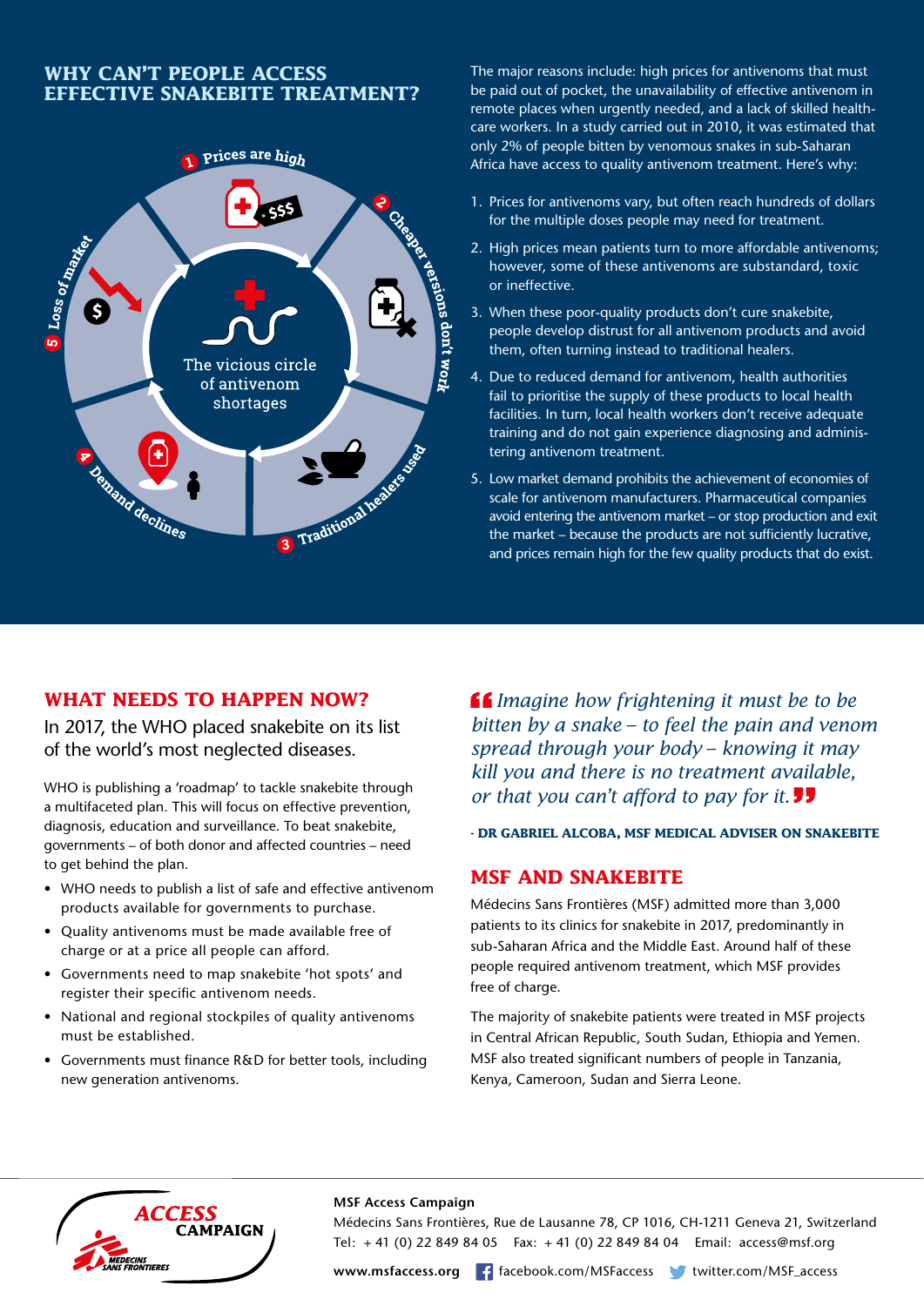## WHY CAN'T PEOPLE ACCESS EFFECTIVE SNAKEBITE TREATMENT?

1 Prices are high

2 Cheaper versions don't work

3 Traditional healers used

4 Demand declines

5 Loss of market

The vicious circle of antivenom shortages

The major reasons include: high prices for antivenoms that must be paid out of pocket, the unavailability of effective antivenom in remote places when urgently needed, and a lack of skilled health-care workers. In a study carried out in 2010, it was estimated that only 2% of people bitten by venomous snakes in sub-Saharan Africa have access to quality antivenom treatment. Here's why:

1. Prices for antivenoms vary, but often reach hundreds of dollars for the multiple doses people may need for treatment.
2. High prices mean patients turn to more affordable antivenoms; however, some of these antivenoms are substandard, toxic or ineffective.
3. When these poor-quality products don't cure snakebite, people develop distrust for all antivenom products and avoid them, often turning instead to traditional healers.
4. Due to reduced demand for antivenom, health authorities fail to prioritise the supply of these products to local health facilities. In turn, local health workers don't receive adequate training and do not gain experience diagnosing and administering antivenom treatment.
5. Low market demand prohibits the achievement of economies of scale for antivenom manufacturers. Pharmaceutical companies avoid entering the antivenom market – or stop production and exit the market – because the products are not sufficiently lucrative, and prices remain high for the few quality products that do exist.

## WHAT NEEDS TO HAPPEN NOW?

In 2017, the WHO placed snakebite on its list of the world's most neglected diseases.

WHO is publishing a 'roadmap' to tackle snakebite through a multifaceted plan. This will focus on effective prevention, diagnosis, education and surveillance. To beat snakebite, governments – of both donor and affected countries – need to get behind the plan.

- WHO needs to publish a list of safe and effective antivenom products available for governments to purchase.
- Quality antivenoms must be made available free of charge or at a price all people can afford.
- Governments need to map snakebite 'hot spots' and register their specific antivenom needs.
- National and regional stockpiles of quality antivenoms must be established.
- Governments must finance R&D for better tools, including new generation antivenoms.

*"Imagine how frightening it must be to be bitten by a snake – to feel the pain and venom spread through your body – knowing it may kill you and there is no treatment available, or that you can't afford to pay for it."*

**- DR GABRIEL ALCOBA, MSF MEDICAL ADVISER ON SNAKEBITE**

## MSF AND SNAKEBITE

Médecins Sans Frontières (MSF) admitted more than 3,000 patients to its clinics for snakebite in 2017, predominantly in sub-Saharan Africa and the Middle East. Around half of these people required antivenom treatment, which MSF provides free of charge.

The majority of snakebite patients were treated in MSF projects in Central African Republic, South Sudan, Ethiopia and Yemen. MSF also treated significant numbers of people in Tanzania, Kenya, Cameroon, Sudan and Sierra Leone.

ACCESS CAMPAIGN – MEDECINS SANS FRONTIERES

**MSF Access Campaign**
Médecins Sans Frontières, Rue de Lausanne 78, CP 1016, CH-1211 Geneva 21, Switzerland
Tel: + 41 (0) 22 849 84 05 Fax: + 41 (0) 22 849 84 04 Email: access@msf.org

**www.msfaccess.org** facebook.com/MSFaccess twitter.com/MSF_access